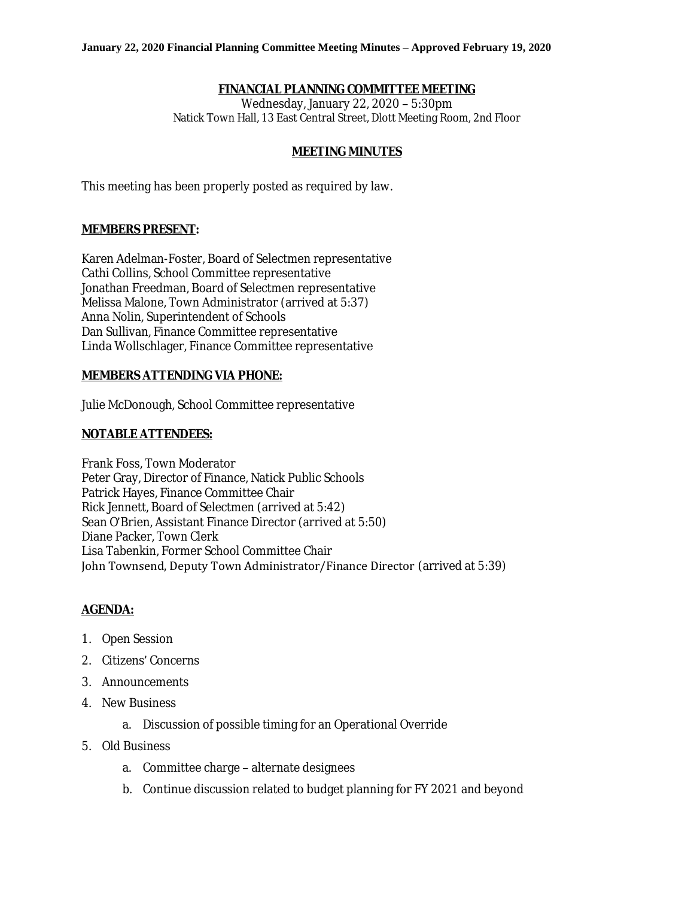**January 22, 2020 Financial Planning Committee Meeting Minutes – Approved February 19, 2020**

# FINANCIAL PLANNING COMMITTEE MEETING

Wednesday, January 22, 2020 – 5:30pm
Natick Town Hall, 13 East Central Street, Dlott Meeting Room, 2nd Floor

## MEETING MINUTES

This meeting has been properly posted as required by law.

**MEMBERS PRESENT:**

Karen Adelman-Foster, Board of Selectmen representative
Cathi Collins, School Committee representative
Jonathan Freedman, Board of Selectmen representative
Melissa Malone, Town Administrator (arrived at 5:37)
Anna Nolin, Superintendent of Schools
Dan Sullivan, Finance Committee representative
Linda Wollschlager, Finance Committee representative

**MEMBERS ATTENDING VIA PHONE:**

Julie McDonough, School Committee representative

**NOTABLE ATTENDEES:**

Frank Foss, Town Moderator
Peter Gray, Director of Finance, Natick Public Schools
Patrick Hayes, Finance Committee Chair
Rick Jennett, Board of Selectmen (arrived at 5:42)
Sean O'Brien, Assistant Finance Director (arrived at 5:50)
Diane Packer, Town Clerk
Lisa Tabenkin, Former School Committee Chair
John Townsend, Deputy Town Administrator/Finance Director (arrived at 5:39)

**AGENDA:**

1. Open Session
2. Citizens' Concerns
3. Announcements
4. New Business
    a. Discussion of possible timing for an Operational Override
5. Old Business
    a. Committee charge – alternate designees
    b. Continue discussion related to budget planning for FY 2021 and beyond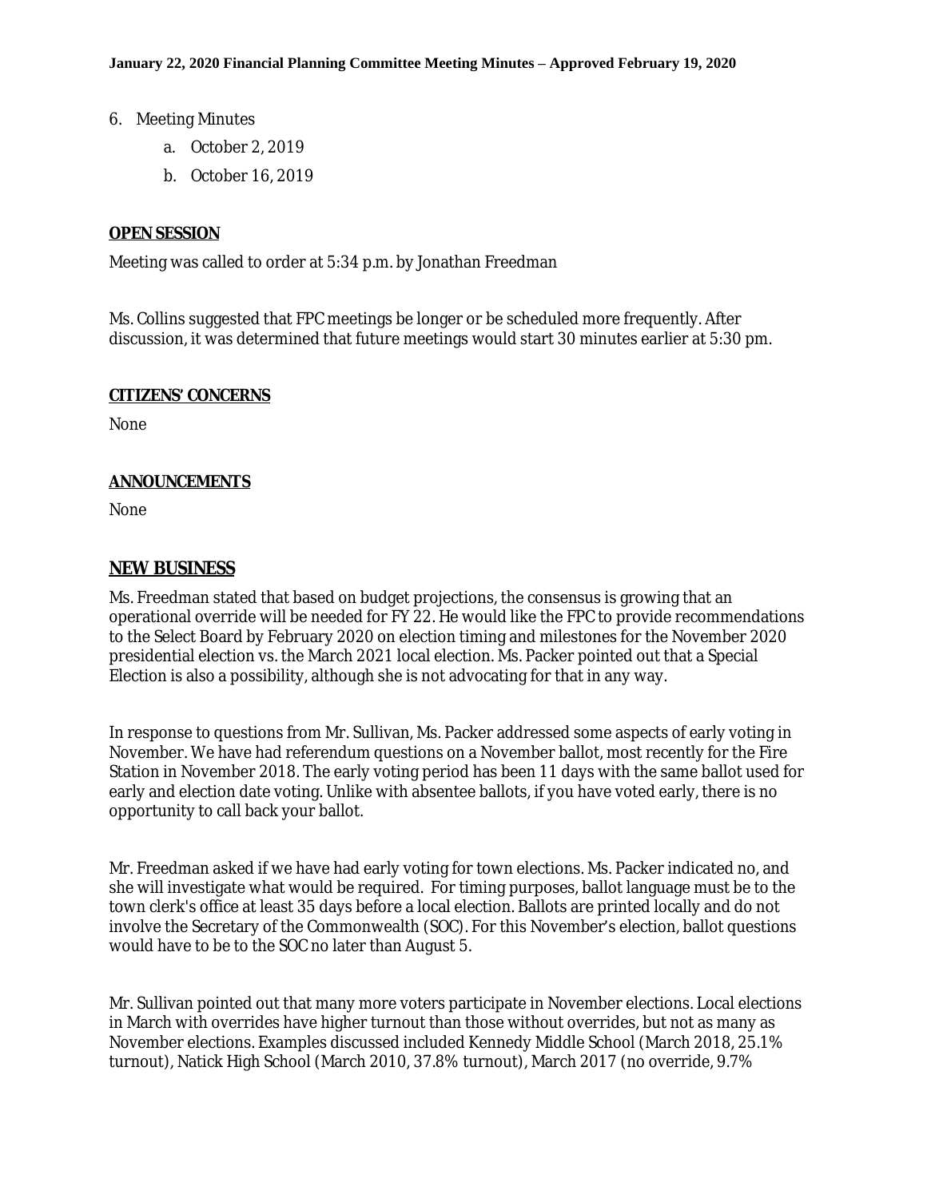6. Meeting Minutes
    a. October 2, 2019
    b. October 16, 2019

**OPEN SESSION**

Meeting was called to order at 5:34 p.m. by Jonathan Freedman

Ms. Collins suggested that FPC meetings be longer or be scheduled more frequently. After discussion, it was determined that future meetings would start 30 minutes earlier at 5:30 pm.

**CITIZENS' CONCERNS**

None

**ANNOUNCEMENTS**

None

## NEW BUSINESS

Ms. Freedman stated that based on budget projections, the consensus is growing that an operational override will be needed for FY 22. He would like the FPC to provide recommendations to the Select Board by February 2020 on election timing and milestones for the November 2020 presidential election vs. the March 2021 local election. Ms. Packer pointed out that a Special Election is also a possibility, although she is not advocating for that in any way.

In response to questions from Mr. Sullivan, Ms. Packer addressed some aspects of early voting in November. We have had referendum questions on a November ballot, most recently for the Fire Station in November 2018. The early voting period has been 11 days with the same ballot used for early and election date voting. Unlike with absentee ballots, if you have voted early, there is no opportunity to call back your ballot.

Mr. Freedman asked if we have had early voting for town elections. Ms. Packer indicated no, and she will investigate what would be required. For timing purposes, ballot language must be to the town clerk's office at least 35 days before a local election. Ballots are printed locally and do not involve the Secretary of the Commonwealth (SOC). For this November's election, ballot questions would have to be to the SOC no later than August 5.

Mr. Sullivan pointed out that many more voters participate in November elections. Local elections in March with overrides have higher turnout than those without overrides, but not as many as November elections. Examples discussed included Kennedy Middle School (March 2018, 25.1% turnout), Natick High School (March 2010, 37.8% turnout), March 2017 (no override, 9.7%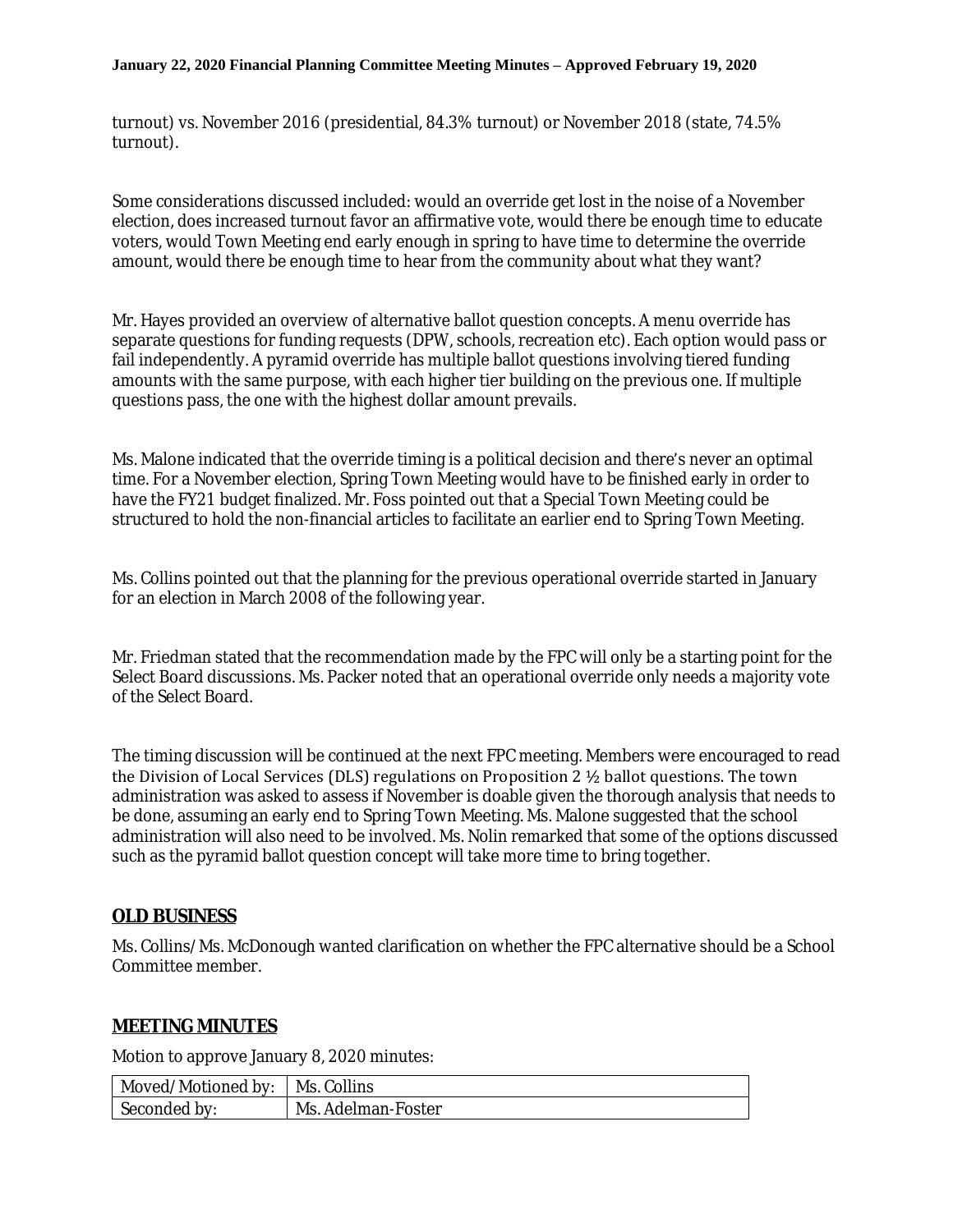turnout) vs. November 2016 (presidential, 84.3% turnout) or November 2018 (state, 74.5% turnout).

Some considerations discussed included: would an override get lost in the noise of a November election, does increased turnout favor an affirmative vote, would there be enough time to educate voters, would Town Meeting end early enough in spring to have time to determine the override amount, would there be enough time to hear from the community about what they want?

Mr. Hayes provided an overview of alternative ballot question concepts. A menu override has separate questions for funding requests (DPW, schools, recreation etc). Each option would pass or fail independently. A pyramid override has multiple ballot questions involving tiered funding amounts with the same purpose, with each higher tier building on the previous one. If multiple questions pass, the one with the highest dollar amount prevails.

Ms. Malone indicated that the override timing is a political decision and there's never an optimal time. For a November election, Spring Town Meeting would have to be finished early in order to have the FY21 budget finalized. Mr. Foss pointed out that a Special Town Meeting could be structured to hold the non-financial articles to facilitate an earlier end to Spring Town Meeting.

Ms. Collins pointed out that the planning for the previous operational override started in January for an election in March 2008 of the following year.

Mr. Friedman stated that the recommendation made by the FPC will only be a starting point for the Select Board discussions. Ms. Packer noted that an operational override only needs a majority vote of the Select Board.

The timing discussion will be continued at the next FPC meeting. Members were encouraged to read the Division of Local Services (DLS) regulations on Proposition 2 ½ ballot questions. The town administration was asked to assess if November is doable given the thorough analysis that needs to be done, assuming an early end to Spring Town Meeting. Ms. Malone suggested that the school administration will also need to be involved. Ms. Nolin remarked that some of the options discussed such as the pyramid ballot question concept will take more time to bring together.

## OLD BUSINESS

Ms. Collins/Ms. McDonough wanted clarification on whether the FPC alternative should be a School Committee member.

## MEETING MINUTES

Motion to approve January 8, 2020 minutes:

| | |
|---|---|
| Moved/Motioned by: | Ms. Collins |
| Seconded by: | Ms. Adelman-Foster |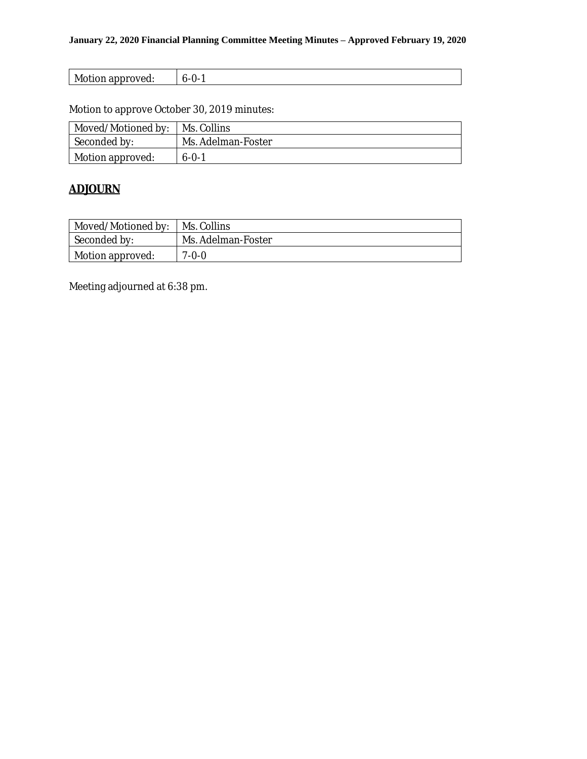| | |
|---|---|
| Motion approved: | 6-0-1 |

Motion to approve October 30, 2019 minutes:

| | |
|---|---|
| Moved/Motioned by: | Ms. Collins |
| Seconded by: | Ms. Adelman-Foster |
| Motion approved: | 6-0-1 |

## ADJOURN

| | |
|---|---|
| Moved/Motioned by: | Ms. Collins |
| Seconded by: | Ms. Adelman-Foster |
| Motion approved: | 7-0-0 |

Meeting adjourned at 6:38 pm.